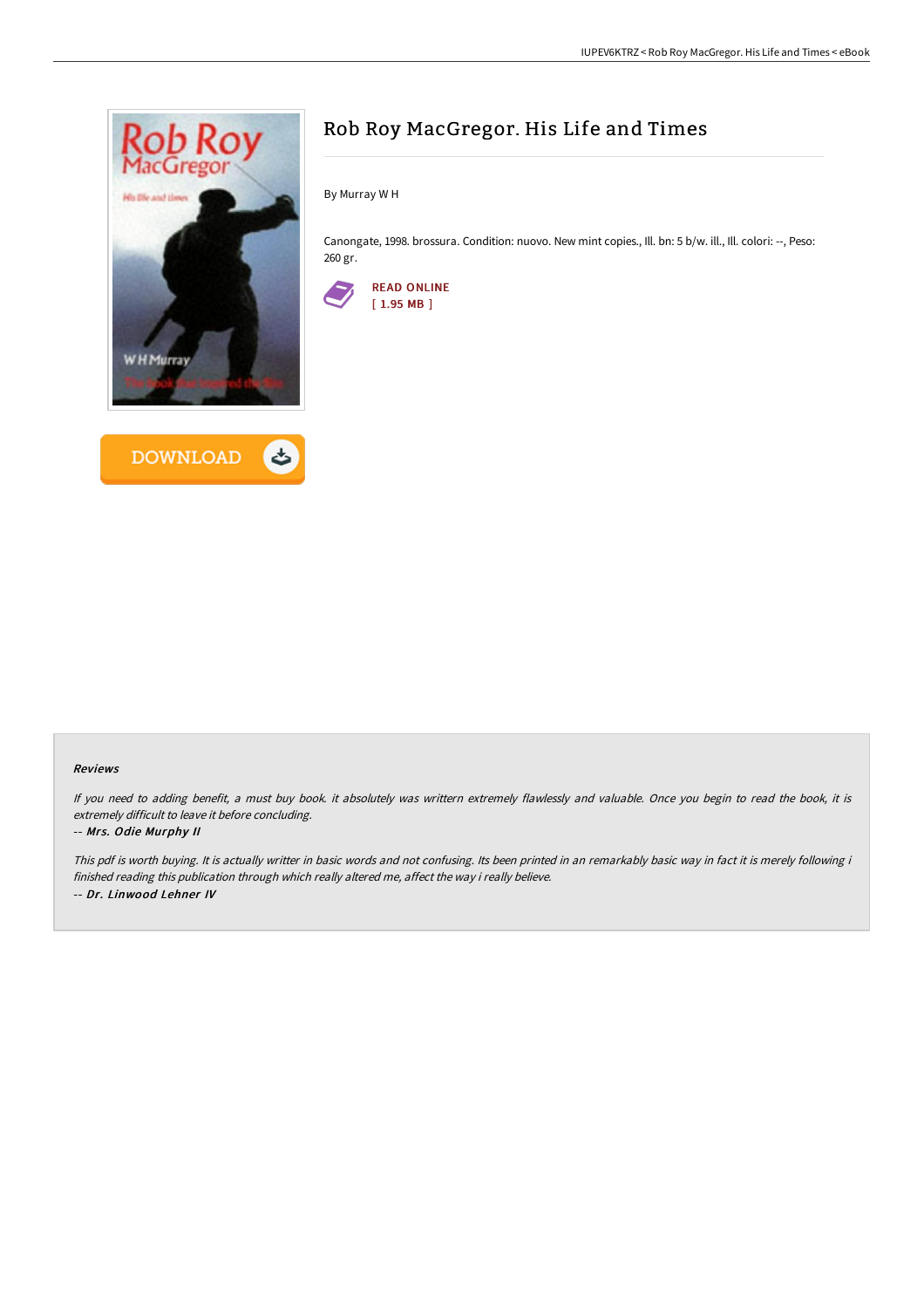# Rob Roy MacGregor. His Life and Times

By Murray W H

Canongate, 1998. brossura. Condition: nuovo. New mint copies., Ill. bn: 5 b/w. ill., Ill. colori: --, Peso: 260 gr.

READ ONLINE
[ 1.95 MB ]

DOWNLOAD

### Reviews

*If you need to adding benefit, a must buy book. it absolutely was writtern extremely flawlessly and valuable. Once you begin to read the book, it is extremely difficult to leave it before concluding.*

-- ***Mrs. Odie Murphy II***

*This pdf is worth buying. It is actually writter in basic words and not confusing. Its been printed in an remarkably basic way in fact it is merely following i finished reading this publication through which really altered me, affect the way i really believe.*

-- ***Dr. Linwood Lehner IV***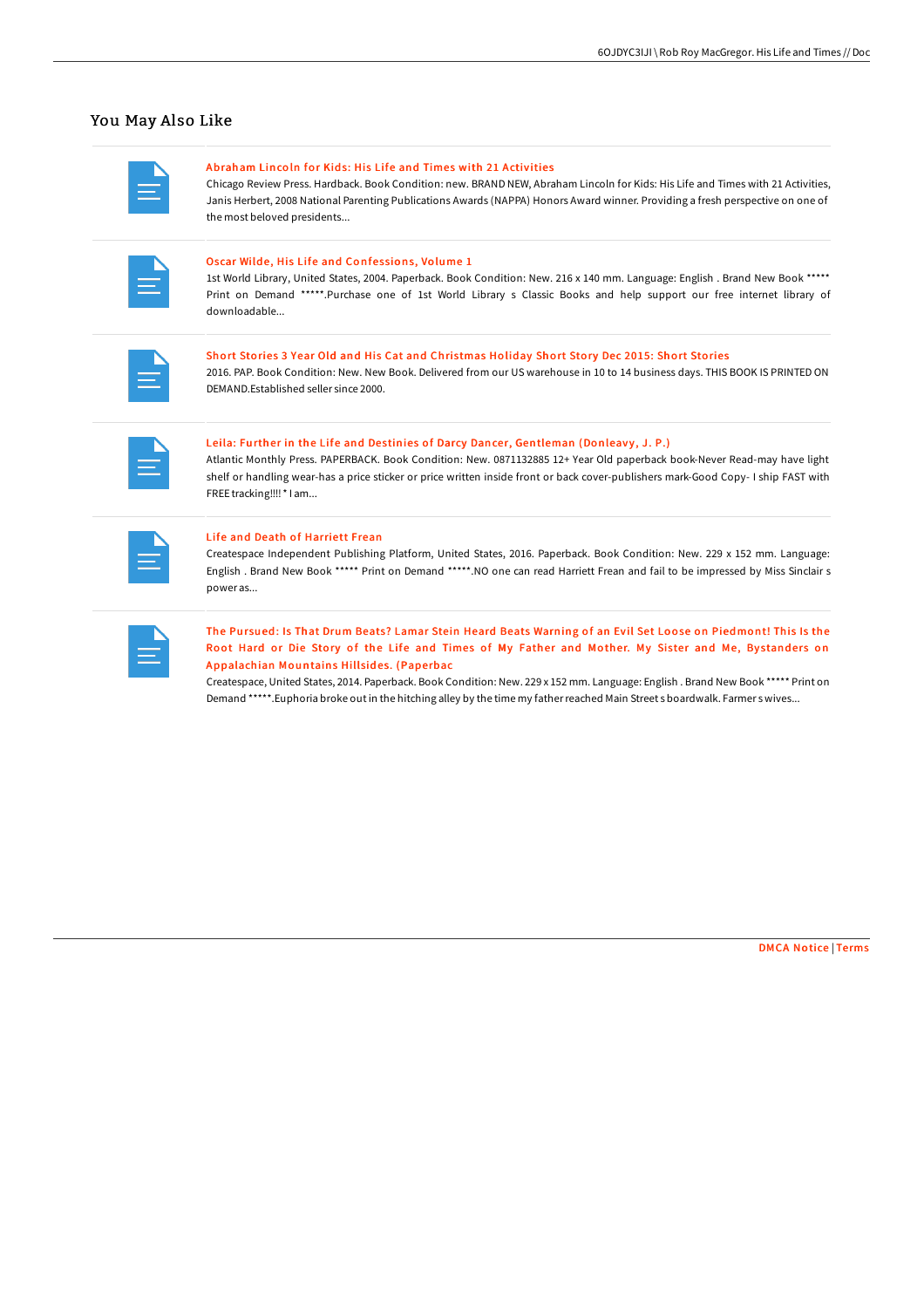## You May Also Like

### Abraham Lincoln for Kids: His Life and Times with 21 Activities

Chicago Review Press. Hardback. Book Condition: new. BRAND NEW, Abraham Lincoln for Kids: His Life and Times with 21 Activities, Janis Herbert, 2008 National Parenting Publications Awards (NAPPA) Honors Award winner. Providing a fresh perspective on one of the most beloved presidents...

### Oscar Wilde, His Life and Confessions, Volume 1

1st World Library, United States, 2004. Paperback. Book Condition: New. 216 x 140 mm. Language: English . Brand New Book ***** Print on Demand *****.Purchase one of 1st World Library s Classic Books and help support our free internet library of downloadable...

### Short Stories 3 Year Old and His Cat and Christmas Holiday Short Story Dec 2015: Short Stories

2016. PAP. Book Condition: New. New Book. Delivered from our US warehouse in 10 to 14 business days. THIS BOOK IS PRINTED ON DEMAND.Established seller since 2000.

### Leila: Further in the Life and Destinies of Darcy Dancer, Gentleman (Donleavy, J. P.)

Atlantic Monthly Press. PAPERBACK. Book Condition: New. 0871132885 12+ Year Old paperback book-Never Read-may have light shelf or handling wear-has a price sticker or price written inside front or back cover-publishers mark-Good Copy- I ship FAST with FREE tracking!!!! * I am...

### Life and Death of Harriett Frean

Createspace Independent Publishing Platform, United States, 2016. Paperback. Book Condition: New. 229 x 152 mm. Language: English . Brand New Book ***** Print on Demand *****.NO one can read Harriett Frean and fail to be impressed by Miss Sinclair s power as...

### The Pursued: Is That Drum Beats? Lamar Stein Heard Beats Warning of an Evil Set Loose on Piedmont! This Is the Root Hard or Die Story of the Life and Times of My Father and Mother. My Sister and Me, Bystanders on Appalachian Mountains Hillsides. (Paperbac

Createspace, United States, 2014. Paperback. Book Condition: New. 229 x 152 mm. Language: English . Brand New Book ***** Print on Demand *****.Euphoria broke out in the hitching alley by the time my father reached Main Street s boardwalk. Farmer s wives...